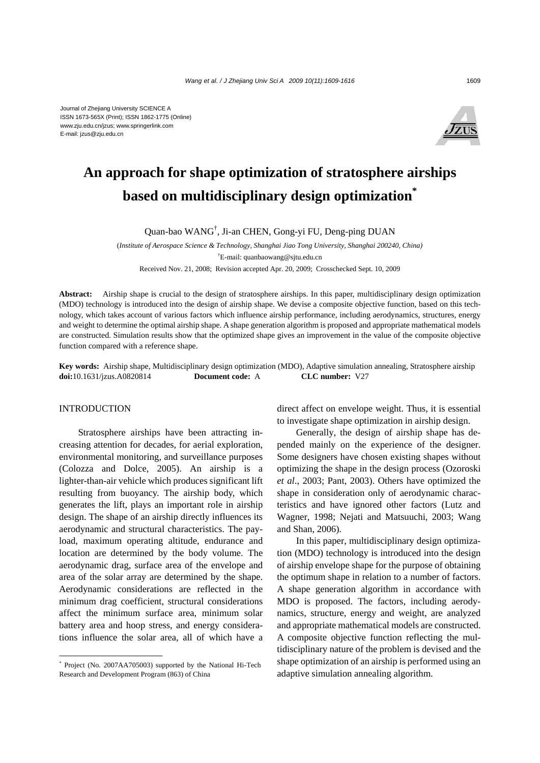Journal of Zhejiang University SCIENCE A
ISSN 1673-565X (Print); ISSN 1862-1775 (Online)
www.zju.edu.cn/jzus; www.springerlink.com
E-mail: jzus@zju.edu.cn

# An approach for shape optimization of stratosphere airships based on multidisciplinary design optimization*

Quan-bao WANG†, Ji-an CHEN, Gong-yi FU, Deng-ping DUAN

(*Institute of Aerospace Science & Technology, Shanghai Jiao Tong University, Shanghai 200240, China*)

†E-mail: quanbaowang@sjtu.edu.cn

Received Nov. 21, 2008; Revision accepted Apr. 20, 2009; Crosschecked Sept. 10, 2009

**Abstract:** Airship shape is crucial to the design of stratosphere airships. In this paper, multidisciplinary design optimization (MDO) technology is introduced into the design of airship shape. We devise a composite objective function, based on this technology, which takes account of various factors which influence airship performance, including aerodynamics, structures, energy and weight to determine the optimal airship shape. A shape generation algorithm is proposed and appropriate mathematical models are constructed. Simulation results show that the optimized shape gives an improvement in the value of the composite objective function compared with a reference shape.

**Key words:** Airship shape, Multidisciplinary design optimization (MDO), Adaptive simulation annealing, Stratosphere airship
**doi:**10.1631/jzus.A0820814 **Document code:** A **CLC number:** V27

## INTRODUCTION

Stratosphere airships have been attracting increasing attention for decades, for aerial exploration, environmental monitoring, and surveillance purposes (Colozza and Dolce, 2005). An airship is a lighter-than-air vehicle which produces significant lift resulting from buoyancy. The airship body, which generates the lift, plays an important role in airship design. The shape of an airship directly influences its aerodynamic and structural characteristics. The payload, maximum operating altitude, endurance and location are determined by the body volume. The aerodynamic drag, surface area of the envelope and area of the solar array are determined by the shape. Aerodynamic considerations are reflected in the minimum drag coefficient, structural considerations affect the minimum surface area, minimum solar battery area and hoop stress, and energy considerations influence the solar area, all of which have a direct affect on envelope weight. Thus, it is essential to investigate shape optimization in airship design.

Generally, the design of airship shape has depended mainly on the experience of the designer. Some designers have chosen existing shapes without optimizing the shape in the design process (Ozoroski *et al*., 2003; Pant, 2003). Others have optimized the shape in consideration only of aerodynamic characteristics and have ignored other factors (Lutz and Wagner, 1998; Nejati and Matsuuchi, 2003; Wang and Shan, 2006).

In this paper, multidisciplinary design optimization (MDO) technology is introduced into the design of airship envelope shape for the purpose of obtaining the optimum shape in relation to a number of factors. A shape generation algorithm in accordance with MDO is proposed. The factors, including aerodynamics, structure, energy and weight, are analyzed and appropriate mathematical models are constructed. A composite objective function reflecting the multidisciplinary nature of the problem is devised and the shape optimization of an airship is performed using an adaptive simulation annealing algorithm.

* Project (No. 2007AA705003) supported by the National Hi-Tech Research and Development Program (863) of China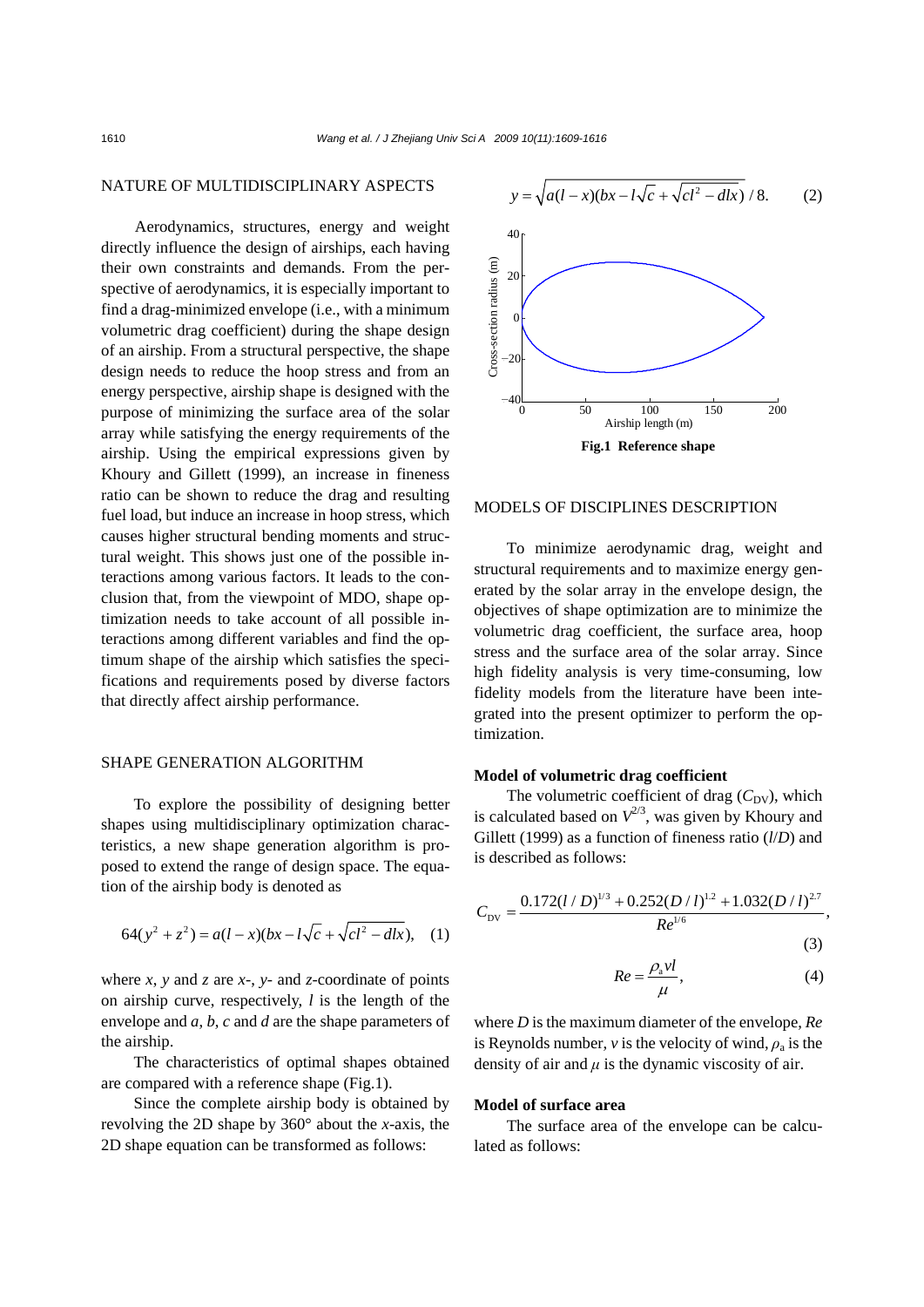## NATURE OF MULTIDISCIPLINARY ASPECTS

Aerodynamics, structures, energy and weight directly influence the design of airships, each having their own constraints and demands. From the perspective of aerodynamics, it is especially important to find a drag-minimized envelope (i.e., with a minimum volumetric drag coefficient) during the shape design of an airship. From a structural perspective, the shape design needs to reduce the hoop stress and from an energy perspective, airship shape is designed with the purpose of minimizing the surface area of the solar array while satisfying the energy requirements of the airship. Using the empirical expressions given by Khoury and Gillett (1999), an increase in fineness ratio can be shown to reduce the drag and resulting fuel load, but induce an increase in hoop stress, which causes higher structural bending moments and structural weight. This shows just one of the possible interactions among various factors. It leads to the conclusion that, from the viewpoint of MDO, shape optimization needs to take account of all possible interactions among different variables and find the optimum shape of the airship which satisfies the specifications and requirements posed by diverse factors that directly affect airship performance.

## SHAPE GENERATION ALGORITHM

To explore the possibility of designing better shapes using multidisciplinary optimization characteristics, a new shape generation algorithm is proposed to extend the range of design space. The equation of the airship body is denoted as

$$64(y^2+z^2)=a(l-x)(bx-l\sqrt{c}+\sqrt{cl^2-dlx}), \quad (1)$$

where $x$, $y$ and $z$ are $x$-, $y$- and $z$-coordinate of points on airship curve, respectively, $l$ is the length of the envelope and $a$, $b$, $c$ and $d$ are the shape parameters of the airship.

The characteristics of optimal shapes obtained are compared with a reference shape (Fig.1).

Since the complete airship body is obtained by revolving the 2D shape by 360° about the $x$-axis, the 2D shape equation can be transformed as follows:

$$y=\sqrt{a(l-x)(bx-l\sqrt{c}+\sqrt{cl^2-dlx})}\,/\,8. \quad (2)$$

**Fig.1 Reference shape**

## MODELS OF DISCIPLINES DESCRIPTION

To minimize aerodynamic drag, weight and structural requirements and to maximize energy generated by the solar array in the envelope design, the objectives of shape optimization are to minimize the volumetric drag coefficient, the surface area, hoop stress and the surface area of the solar array. Since high fidelity analysis is very time-consuming, low fidelity models from the literature have been integrated into the present optimizer to perform the optimization.

### Model of volumetric drag coefficient

The volumetric coefficient of drag ($C_{DV}$), which is calculated based on $V^{2/3}$, was given by Khoury and Gillett (1999) as a function of fineness ratio ($l/D$) and is described as follows:

$$C_{DV}=\frac{0.172(l/D)^{1/3}+0.252(D/l)^{1.2}+1.032(D/l)^{2.7}}{Re^{1/6}}, \quad (3)$$

$$Re=\frac{\rho_a vl}{\mu}, \quad (4)$$

where $D$ is the maximum diameter of the envelope, $Re$ is Reynolds number, $v$ is the velocity of wind, $\rho_a$ is the density of air and $\mu$ is the dynamic viscosity of air.

### Model of surface area

The surface area of the envelope can be calculated as follows: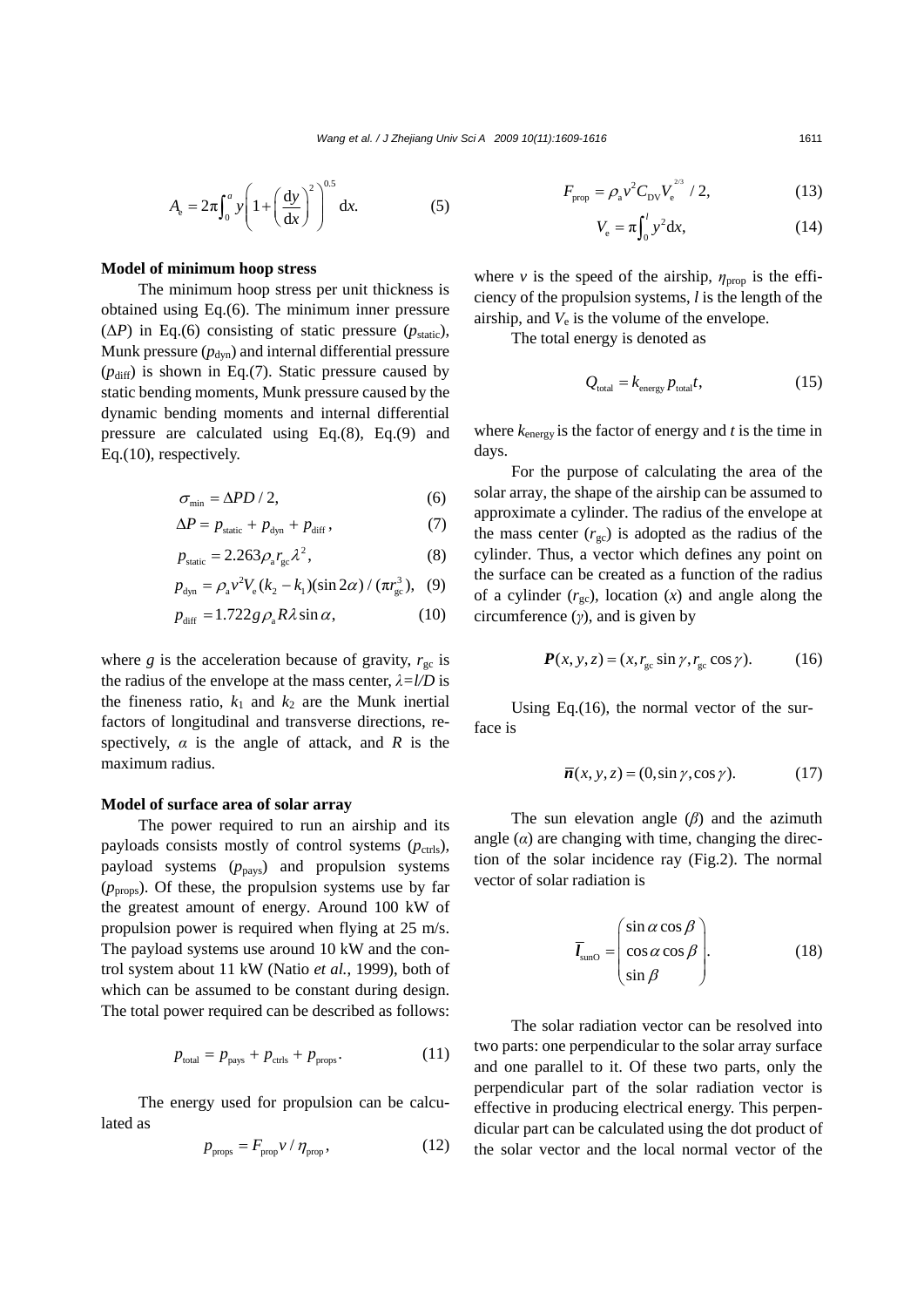$$A_e = 2\pi\int_0^a y\left(1+\left(\frac{dy}{dx}\right)^2\right)^{0.5} dx. \tag{5}$$

### Model of minimum hoop stress

The minimum hoop stress per unit thickness is obtained using Eq.(6). The minimum inner pressure ($\Delta P$) in Eq.(6) consisting of static pressure ($p_{static}$), Munk pressure ($p_{dyn}$) and internal differential pressure ($p_{diff}$) is shown in Eq.(7). Static pressure caused by static bending moments, Munk pressure caused by the dynamic bending moments and internal differential pressure are calculated using Eq.(8), Eq.(9) and Eq.(10), respectively.

$$\sigma_{min} = \Delta PD/2, \tag{6}$$

$$\Delta P = p_{static} + p_{dyn} + p_{diff}, \tag{7}$$

$$p_{static} = 2.263\rho_a r_{gc}\lambda^2, \tag{8}$$

$$p_{dyn} = \rho_a v^2 V_e (k_2 - k_1)(\sin 2\alpha)/(\pi r_{gc}^3), \tag{9}$$

$$p_{diff} = 1.722 g\rho_a R\lambda \sin\alpha, \tag{10}$$

where $g$ is the acceleration because of gravity, $r_{gc}$ is the radius of the envelope at the mass center, $\lambda=l/D$ is the fineness ratio, $k_1$ and $k_2$ are the Munk inertial factors of longitudinal and transverse directions, respectively, $\alpha$ is the angle of attack, and $R$ is the maximum radius.

### Model of surface area of solar array

The power required to run an airship and its payloads consists mostly of control systems ($p_{ctrls}$), payload systems ($p_{pays}$) and propulsion systems ($p_{props}$). Of these, the propulsion systems use by far the greatest amount of energy. Around 100 kW of propulsion power is required when flying at 25 m/s. The payload systems use around 10 kW and the control system about 11 kW (Natio *et al.*, 1999), both of which can be assumed to be constant during design. The total power required can be described as follows:

$$p_{total} = p_{pays} + p_{ctrls} + p_{props}. \tag{11}$$

The energy used for propulsion can be calculated as

$$p_{props} = F_{prop} v / \eta_{prop}, \tag{12}$$

$$F_{prop} = \rho_a v^2 C_{DV} V_e^{2/3}/2, \tag{13}$$

$$V_e = \pi\int_0^l y^2 dx, \tag{14}$$

where $v$ is the speed of the airship, $\eta_{prop}$ is the efficiency of the propulsion systems, $l$ is the length of the airship, and $V_e$ is the volume of the envelope.

The total energy is denoted as

$$Q_{total} = k_{energy} p_{total} t, \tag{15}$$

where $k_{energy}$ is the factor of energy and $t$ is the time in days.

For the purpose of calculating the area of the solar array, the shape of the airship can be assumed to approximate a cylinder. The radius of the envelope at the mass center ($r_{gc}$) is adopted as the radius of the cylinder. Thus, a vector which defines any point on the surface can be created as a function of the radius of a cylinder ($r_{gc}$), location ($x$) and angle along the circumference ($\gamma$), and is given by

$$\boldsymbol{P}(x,y,z) = (x, r_{gc}\sin\gamma, r_{gc}\cos\gamma). \tag{16}$$

Using Eq.(16), the normal vector of the surface is

$$\bar{\boldsymbol{n}}(x,y,z) = (0, \sin\gamma, \cos\gamma). \tag{17}$$

The sun elevation angle ($\beta$) and the azimuth angle ($\alpha$) are changing with time, changing the direction of the solar incidence ray (Fig.2). The normal vector of solar radiation is

$$\bar{\boldsymbol{I}}_{sunO} = \begin{pmatrix} \sin\alpha\cos\beta \\ \cos\alpha\cos\beta \\ \sin\beta \end{pmatrix}. \tag{18}$$

The solar radiation vector can be resolved into two parts: one perpendicular to the solar array surface and one parallel to it. Of these two parts, only the perpendicular part of the solar radiation vector is effective in producing electrical energy. This perpendicular part can be calculated using the dot product of the solar vector and the local normal vector of the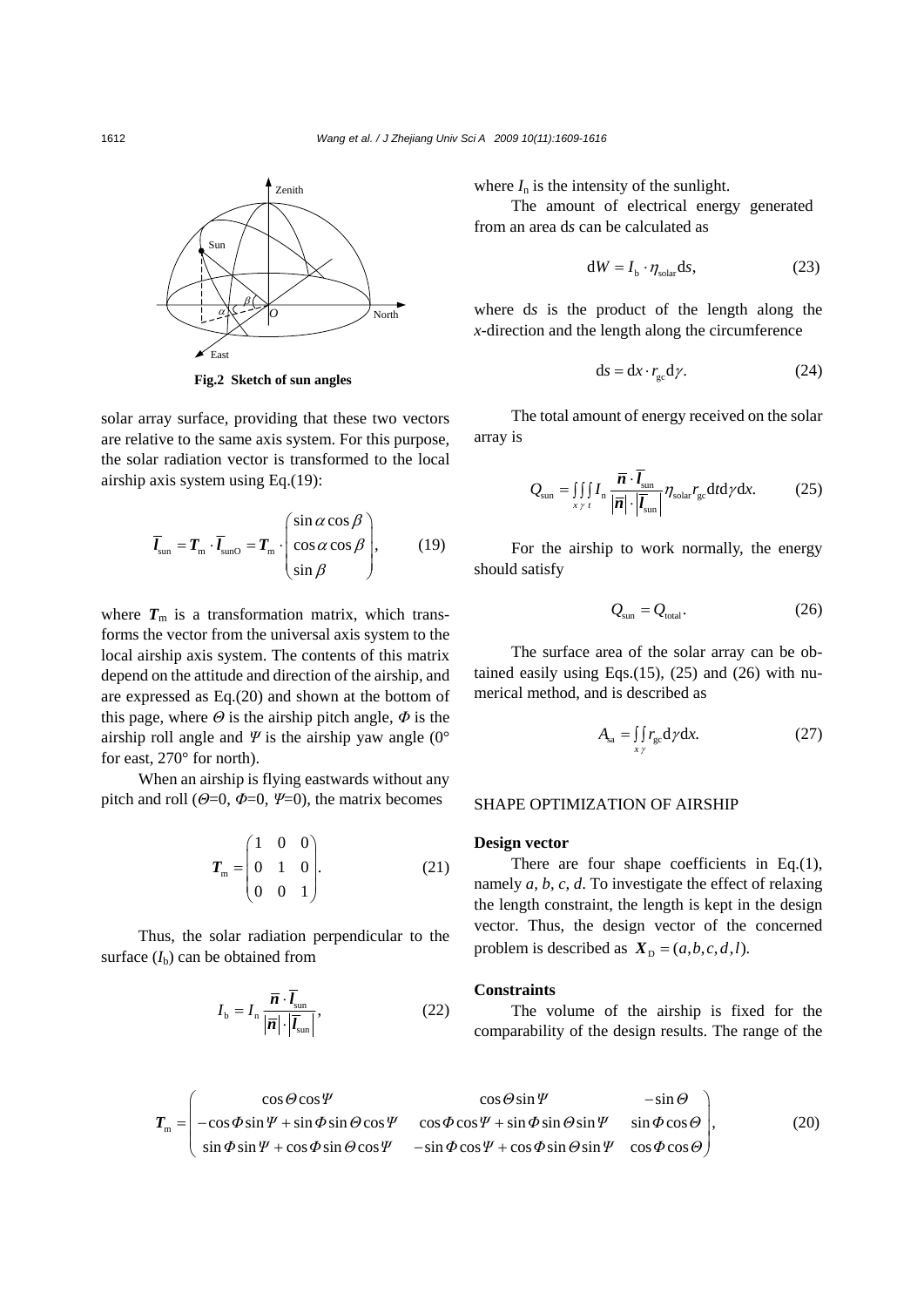Fig.2 Sketch of sun angles

solar array surface, providing that these two vectors are relative to the same axis system. For this purpose, the solar radiation vector is transformed to the local airship axis system using Eq.(19):

$$\bar{\boldsymbol{l}}_{\text{sun}} = \boldsymbol{T}_{\text{m}} \cdot \bar{\boldsymbol{l}}_{\text{sunO}} = \boldsymbol{T}_{\text{m}} \cdot \begin{pmatrix} \sin\alpha\cos\beta \\ \cos\alpha\cos\beta \\ \sin\beta \end{pmatrix}, \tag{19}$$

where $\boldsymbol{T}_{\text{m}}$ is a transformation matrix, which transforms the vector from the universal axis system to the local airship axis system. The contents of this matrix depend on the attitude and direction of the airship, and are expressed as Eq.(20) and shown at the bottom of this page, where $\Theta$ is the airship pitch angle, $\Phi$ is the airship roll angle and $\Psi$ is the airship yaw angle (0° for east, 270° for north).

When an airship is flying eastwards without any pitch and roll ($\Theta$=0, $\Phi$=0, $\Psi$=0), the matrix becomes

$$\boldsymbol{T}_{\text{m}} = \begin{pmatrix} 1 & 0 & 0 \\ 0 & 1 & 0 \\ 0 & 0 & 1 \end{pmatrix}. \tag{21}$$

Thus, the solar radiation perpendicular to the surface ($I_{\text{b}}$) can be obtained from

$$I_{\text{b}} = I_{\text{n}} \frac{\bar{\boldsymbol{n}} \cdot \bar{\boldsymbol{l}}_{\text{sun}}}{|\bar{\boldsymbol{n}}| \cdot |\bar{\boldsymbol{l}}_{\text{sun}}|}, \tag{22}$$

where $I_{\text{n}}$ is the intensity of the sunlight.

The amount of electrical energy generated from an area d$s$ can be calculated as

$$\mathrm{d}W = I_{\text{b}} \cdot \eta_{\text{solar}} \mathrm{d}s, \tag{23}$$

where d$s$ is the product of the length along the $x$-direction and the length along the circumference

$$\mathrm{d}s = \mathrm{d}x \cdot r_{\text{gc}} \mathrm{d}\gamma. \tag{24}$$

The total amount of energy received on the solar array is

$$Q_{\text{sun}} = \int_x \int_\gamma \int_t I_{\text{n}} \frac{\bar{\boldsymbol{n}} \cdot \bar{\boldsymbol{l}}_{\text{sun}}}{|\bar{\boldsymbol{n}}| \cdot |\bar{\boldsymbol{l}}_{\text{sun}}|} \eta_{\text{solar}} r_{\text{gc}} \mathrm{d}t\mathrm{d}\gamma\mathrm{d}x. \tag{25}$$

For the airship to work normally, the energy should satisfy

$$Q_{\text{sun}} = Q_{\text{total}}. \tag{26}$$

The surface area of the solar array can be obtained easily using Eqs.(15), (25) and (26) with numerical method, and is described as

$$A_{\text{sa}} = \int_x \int_\gamma r_{\text{gc}} \mathrm{d}\gamma\mathrm{d}x. \tag{27}$$

## SHAPE OPTIMIZATION OF AIRSHIP

### Design vector

There are four shape coefficients in Eq.(1), namely $a$, $b$, $c$, $d$. To investigate the effect of relaxing the length constraint, the length is kept in the design vector. Thus, the design vector of the concerned problem is described as $\boldsymbol{X}_{\text{D}} = (a, b, c, d, l)$.

### Constraints

The volume of the airship is fixed for the comparability of the design results. The range of the

$$\boldsymbol{T}_{\text{m}} = \begin{pmatrix} \cos\Theta\cos\Psi & \cos\Theta\sin\Psi & -\sin\Theta \\ -\cos\Phi\sin\Psi + \sin\Phi\sin\Theta\cos\Psi & \cos\Phi\cos\Psi + \sin\Phi\sin\Theta\sin\Psi & \sin\Phi\cos\Theta \\ \sin\Phi\sin\Psi + \cos\Phi\sin\Theta\cos\Psi & -\sin\Phi\cos\Psi + \cos\Phi\sin\Theta\sin\Psi & \cos\Phi\cos\Theta \end{pmatrix}, \tag{20}$$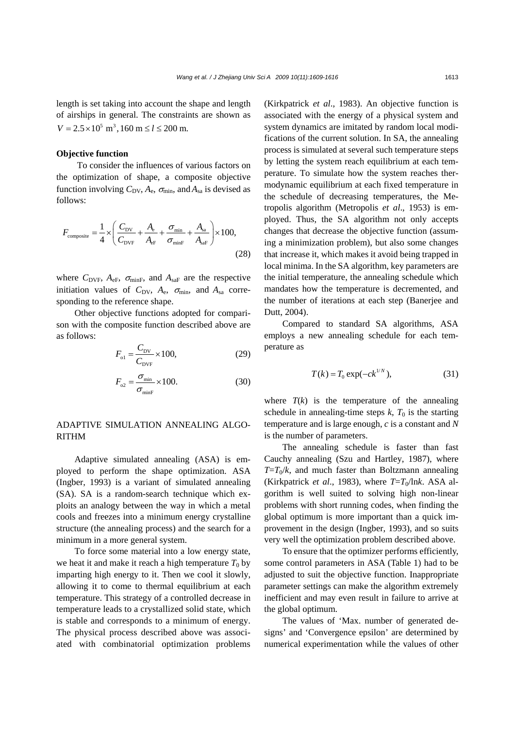length is set taking into account the shape and length of airships in general. The constraints are shown as $V = 2.5\times10^5\ \text{m}^3, 160\ \text{m} \le l \le 200\ \text{m}$.

### Objective function

To consider the influences of various factors on the optimization of shape, a composite objective function involving $C_{\text{DV}}$, $A_{\text{e}}$, $\sigma_{\min}$, and $A_{\text{sa}}$ is devised as follows:

$$F_{\text{composite}} = \frac{1}{4}\times\left(\frac{C_{\text{DV}}}{C_{\text{DVF}}} + \frac{A_{\text{e}}}{A_{\text{eF}}} + \frac{\sigma_{\min}}{\sigma_{\min\text{F}}} + \frac{A_{\text{sa}}}{A_{\text{saF}}}\right)\times 100, \tag{28}$$

where $C_{\text{DVF}}$, $A_{\text{eF}}$, $\sigma_{\min\text{F}}$, and $A_{\text{saF}}$ are the respective initiation values of $C_{\text{DV}}$, $A_{\text{e}}$, $\sigma_{\min}$, and $A_{\text{sa}}$ corresponding to the reference shape.

Other objective functions adopted for comparison with the composite function described above are as follows:

$$F_{\text{o1}} = \frac{C_{\text{DV}}}{C_{\text{DVF}}}\times 100, \tag{29}$$

$$F_{\text{o2}} = \frac{\sigma_{\min}}{\sigma_{\min\text{F}}}\times 100. \tag{30}$$

## ADAPTIVE SIMULATION ANNEALING ALGORITHM

Adaptive simulated annealing (ASA) is employed to perform the shape optimization. ASA (Ingber, 1993) is a variant of simulated annealing (SA). SA is a random-search technique which exploits an analogy between the way in which a metal cools and freezes into a minimum energy crystalline structure (the annealing process) and the search for a minimum in a more general system.

To force some material into a low energy state, we heat it and make it reach a high temperature $T_0$ by imparting high energy to it. Then we cool it slowly, allowing it to come to thermal equilibrium at each temperature. This strategy of a controlled decrease in temperature leads to a crystallized solid state, which is stable and corresponds to a minimum of energy. The physical process described above was associated with combinatorial optimization problems (Kirkpatrick *et al*., 1983). An objective function is associated with the energy of a physical system and system dynamics are imitated by random local modifications of the current solution. In SA, the annealing process is simulated at several such temperature steps by letting the system reach equilibrium at each temperature. To simulate how the system reaches thermodynamic equilibrium at each fixed temperature in the schedule of decreasing temperatures, the Metropolis algorithm (Metropolis *et al*., 1953) is employed. Thus, the SA algorithm not only accepts changes that decrease the objective function (assuming a minimization problem), but also some changes that increase it, which makes it avoid being trapped in local minima. In the SA algorithm, key parameters are the initial temperature, the annealing schedule which mandates how the temperature is decremented, and the number of iterations at each step (Banerjee and Dutt, 2004).

Compared to standard SA algorithms, ASA employs a new annealing schedule for each temperature as

$$T(k) = T_0\exp(-ck^{1/N}), \tag{31}$$

where $T(k)$ is the temperature of the annealing schedule in annealing-time steps $k$, $T_0$ is the starting temperature and is large enough, $c$ is a constant and $N$ is the number of parameters.

The annealing schedule is faster than fast Cauchy annealing (Szu and Hartley, 1987), where $T=T_0/k$, and much faster than Boltzmann annealing (Kirkpatrick *et al*., 1983), where $T=T_0/\ln k$. ASA algorithm is well suited to solving high non-linear problems with short running codes, when finding the global optimum is more important than a quick improvement in the design (Ingber, 1993), and so suits very well the optimization problem described above.

To ensure that the optimizer performs efficiently, some control parameters in ASA (Table 1) had to be adjusted to suit the objective function. Inappropriate parameter settings can make the algorithm extremely inefficient and may even result in failure to arrive at the global optimum.

The values of 'Max. number of generated designs' and 'Convergence epsilon' are determined by numerical experimentation while the values of other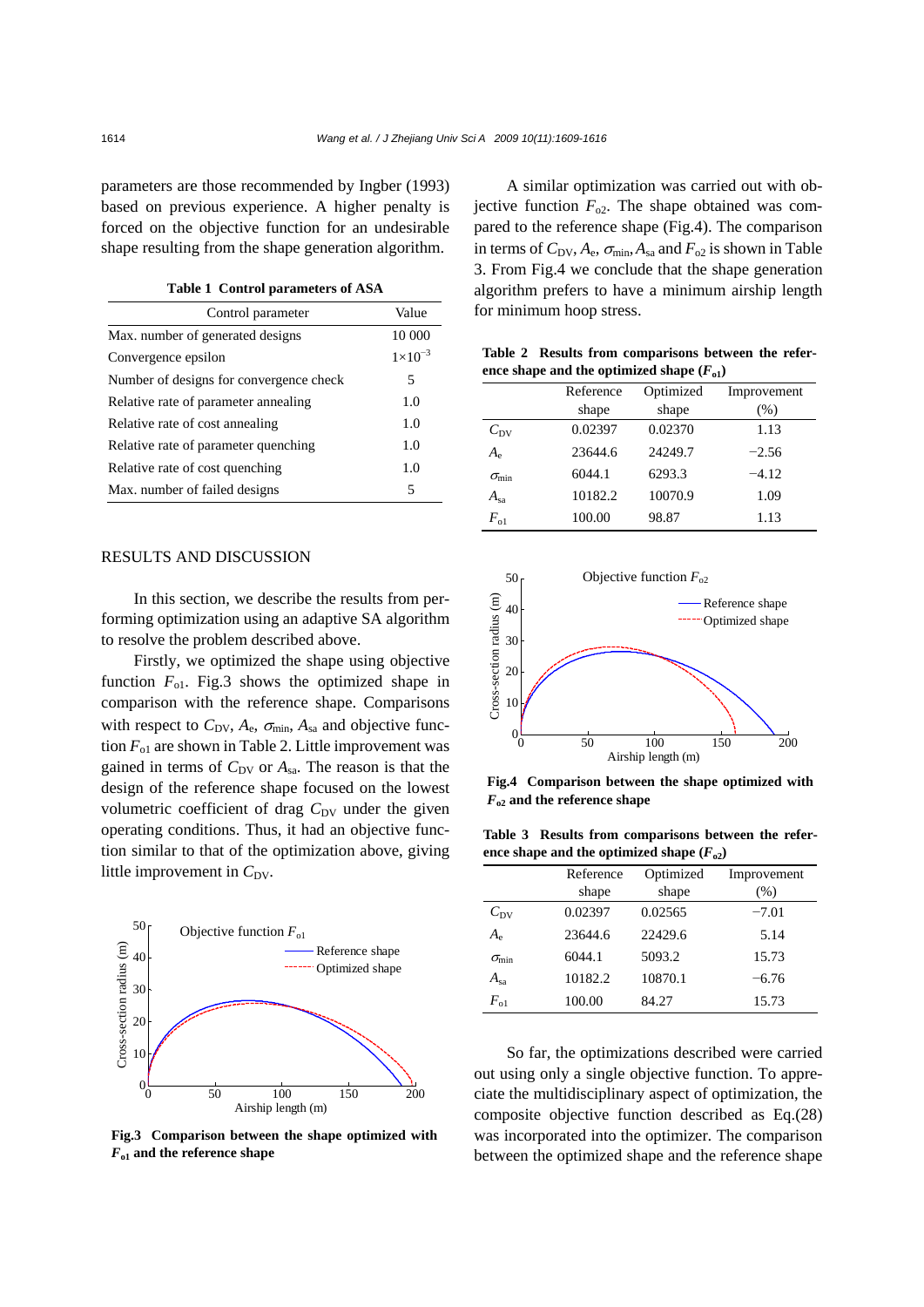parameters are those recommended by Ingber (1993) based on previous experience. A higher penalty is forced on the objective function for an undesirable shape resulting from the shape generation algorithm.

**Table 1 Control parameters of ASA**

| Control parameter | Value |
|---|---|
| Max. number of generated designs | 10 000 |
| Convergence epsilon | $1\times10^{-3}$ |
| Number of designs for convergence check | 5 |
| Relative rate of parameter annealing | 1.0 |
| Relative rate of cost annealing | 1.0 |
| Relative rate of parameter quenching | 1.0 |
| Relative rate of cost quenching | 1.0 |
| Max. number of failed designs | 5 |

## RESULTS AND DISCUSSION

In this section, we describe the results from performing optimization using an adaptive SA algorithm to resolve the problem described above.

Firstly, we optimized the shape using objective function $F_{o1}$. Fig.3 shows the optimized shape in comparison with the reference shape. Comparisons with respect to $C_{DV}$, $A_e$, $\sigma_{min}$, $A_{sa}$ and objective function $F_{o1}$ are shown in Table 2. Little improvement was gained in terms of $C_{DV}$ or $A_{sa}$. The reason is that the design of the reference shape focused on the lowest volumetric coefficient of drag $C_{DV}$ under the given operating conditions. Thus, it had an objective function similar to that of the optimization above, giving little improvement in $C_{DV}$.

**Fig.3 Comparison between the shape optimized with $F_{o1}$ and the reference shape**

A similar optimization was carried out with objective function $F_{o2}$. The shape obtained was compared to the reference shape (Fig.4). The comparison in terms of $C_{DV}$, $A_e$, $\sigma_{min}$, $A_{sa}$ and $F_{o2}$ is shown in Table 3. From Fig.4 we conclude that the shape generation algorithm prefers to have a minimum airship length for minimum hoop stress.

**Table 2 Results from comparisons between the reference shape and the optimized shape ($F_{o1}$)**

| | Reference shape | Optimized shape | Improvement (%) |
|---|---|---|---|
| $C_{DV}$ | 0.02397 | 0.02370 | 1.13 |
| $A_e$ | 23644.6 | 24249.7 | −2.56 |
| $\sigma_{min}$ | 6044.1 | 6293.3 | −4.12 |
| $A_{sa}$ | 10182.2 | 10070.9 | 1.09 |
| $F_{o1}$ | 100.00 | 98.87 | 1.13 |

**Fig.4 Comparison between the shape optimized with $F_{o2}$ and the reference shape**

**Table 3 Results from comparisons between the reference shape and the optimized shape ($F_{o2}$)**

| | Reference shape | Optimized shape | Improvement (%) |
|---|---|---|---|
| $C_{DV}$ | 0.02397 | 0.02565 | −7.01 |
| $A_e$ | 23644.6 | 22429.6 | 5.14 |
| $\sigma_{min}$ | 6044.1 | 5093.2 | 15.73 |
| $A_{sa}$ | 10182.2 | 10870.1 | −6.76 |
| $F_{o1}$ | 100.00 | 84.27 | 15.73 |

So far, the optimizations described were carried out using only a single objective function. To appreciate the multidisciplinary aspect of optimization, the composite objective function described as Eq.(28) was incorporated into the optimizer. The comparison between the optimized shape and the reference shape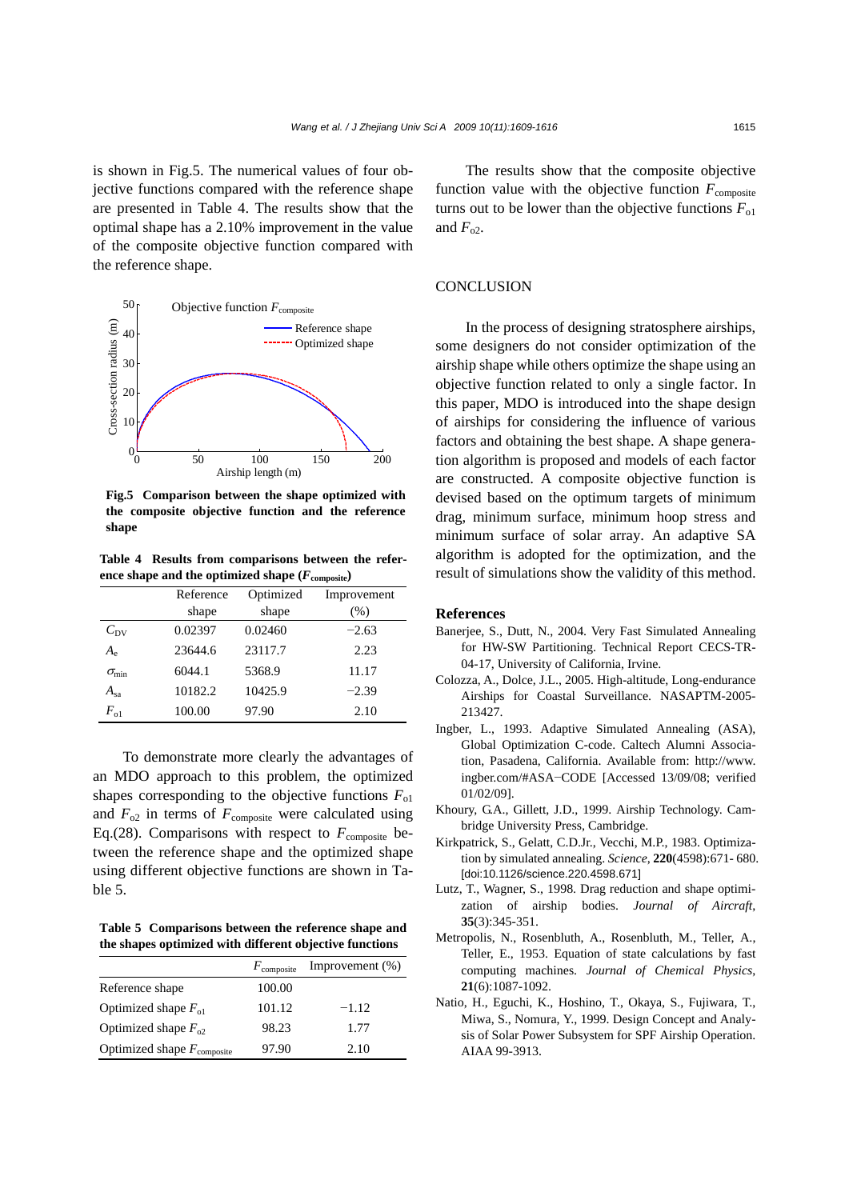is shown in Fig.5. The numerical values of four objective functions compared with the reference shape are presented in Table 4. The results show that the optimal shape has a 2.10% improvement in the value of the composite objective function compared with the reference shape.

**Fig.5 Comparison between the shape optimized with the composite objective function and the reference shape**

**Table 4 Results from comparisons between the reference shape and the optimized shape ($F_{composite}$)**

| | Reference shape | Optimized shape | Improvement (%) |
|---|---|---|---|
| $C_{DV}$ | 0.02397 | 0.02460 | −2.63 |
| $A_e$ | 23644.6 | 23117.7 | 2.23 |
| $\sigma_{min}$ | 6044.1 | 5368.9 | 11.17 |
| $A_{sa}$ | 10182.2 | 10425.9 | −2.39 |
| $F_{o1}$ | 100.00 | 97.90 | 2.10 |

To demonstrate more clearly the advantages of an MDO approach to this problem, the optimized shapes corresponding to the objective functions $F_{o1}$ and $F_{o2}$ in terms of $F_{composite}$ were calculated using Eq.(28). Comparisons with respect to $F_{composite}$ between the reference shape and the optimized shape using different objective functions are shown in Table 5.

**Table 5 Comparisons between the reference shape and the shapes optimized with different objective functions**

| | $F_{composite}$ | Improvement (%) |
|---|---|---|
| Reference shape | 100.00 | |
| Optimized shape $F_{o1}$ | 101.12 | −1.12 |
| Optimized shape $F_{o2}$ | 98.23 | 1.77 |
| Optimized shape $F_{composite}$ | 97.90 | 2.10 |

The results show that the composite objective function value with the objective function $F_{composite}$ turns out to be lower than the objective functions $F_{o1}$ and $F_{o2}$.

## CONCLUSION

In the process of designing stratosphere airships, some designers do not consider optimization of the airship shape while others optimize the shape using an objective function related to only a single factor. In this paper, MDO is introduced into the shape design of airships for considering the influence of various factors and obtaining the best shape. A shape generation algorithm is proposed and models of each factor are constructed. A composite objective function is devised based on the optimum targets of minimum drag, minimum surface, minimum hoop stress and minimum surface of solar array. An adaptive SA algorithm is adopted for the optimization, and the result of simulations show the validity of this method.

## References

Banerjee, S., Dutt, N., 2004. Very Fast Simulated Annealing for HW-SW Partitioning. Technical Report CECS-TR-04-17, University of California, Irvine.

Colozza, A., Dolce, J.L., 2005. High-altitude, Long-endurance Airships for Coastal Surveillance. NASAPTM-2005-213427.

Ingber, L., 1993. Adaptive Simulated Annealing (ASA), Global Optimization C-code. Caltech Alumni Association, Pasadena, California. Available from: http://www.ingber.com/#ASA−CODE [Accessed 13/09/08; verified 01/02/09].

Khoury, G.A., Gillett, J.D., 1999. Airship Technology. Cambridge University Press, Cambridge.

Kirkpatrick, S., Gelatt, C.D.Jr., Vecchi, M.P., 1983. Optimization by simulated annealing. *Science*, **220**(4598):671- 680. [doi:10.1126/science.220.4598.671]

Lutz, T., Wagner, S., 1998. Drag reduction and shape optimization of airship bodies. *Journal of Aircraft*, **35**(3):345-351.

Metropolis, N., Rosenbluth, A., Rosenbluth, M., Teller, A., Teller, E., 1953. Equation of state calculations by fast computing machines. *Journal of Chemical Physics*, **21**(6):1087-1092.

Natio, H., Eguchi, K., Hoshino, T., Okaya, S., Fujiwara, T., Miwa, S., Nomura, Y., 1999. Design Concept and Analysis of Solar Power Subsystem for SPF Airship Operation. AIAA 99-3913.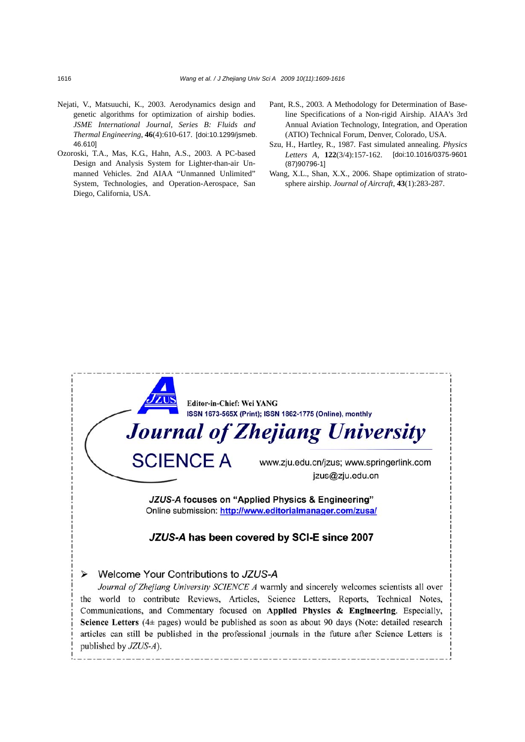Nejati, V., Matsuuchi, K., 2003. Aerodynamics design and genetic algorithms for optimization of airship bodies. *JSME International Journal, Series B: Fluids and Thermal Engineering*, **46**(4):610-617. [doi:10.1299/jsmeb.46.610]

Ozoroski, T.A., Mas, K.G., Hahn, A.S., 2003. A PC-based Design and Analysis System for Lighter-than-air Unmanned Vehicles. 2nd AIAA "Unmanned Unlimited" System, Technologies, and Operation-Aerospace, San Diego, California, USA.

Pant, R.S., 2003. A Methodology for Determination of Baseline Specifications of a Non-rigid Airship. AIAA's 3rd Annual Aviation Technology, Integration, and Operation (ATIO) Technical Forum, Denver, Colorado, USA.

Szu, H., Hartley, R., 1987. Fast simulated annealing. *Physics Letters A*, **122**(3/4):157-162. [doi:10.1016/0375-9601(87)90796-1]

Wang, X.L., Shan, X.X., 2006. Shape optimization of stratosphere airship. *Journal of Aircraft*, **43**(1):283-287.

---

**Editor-in-Chief: Wei YANG**

**ISSN 1673-565X (Print); ISSN 1862-1775 (Online), monthly**

# *Journal of Zhejiang University*

## SCIENCE A

www.zju.edu.cn/jzus; www.springerlink.com

jzus@zju.edu.cn

***JZUS-A*** **focuses on "Applied Physics & Engineering"**

Online submission: http://www.editorialmanager.com/zusa/

### *JZUS-A* has been covered by SCI-E since 2007

- Welcome Your Contributions to *JZUS-A*

*Journal of Zhejiang University SCIENCE A* warmly and sincerely welcomes scientists all over the world to contribute Reviews, Articles, Science Letters, Reports, Technical Notes, Communications, and Commentary focused on **Applied Physics & Engineering**. Especially, **Science Letters** (4± pages) would be published as soon as about 90 days (Note: detailed research articles can still be published in the professional journals in the future after Science Letters is published by *JZUS-A*).